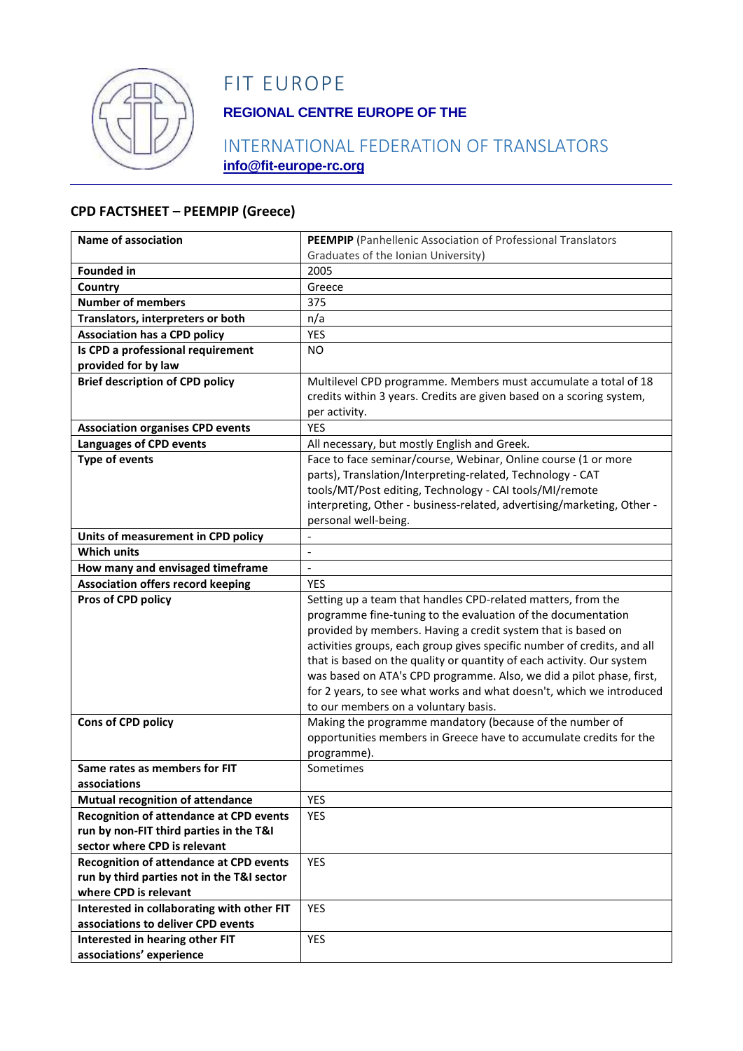# FIT EUROPE

**REGIONAL CENTRE EUROPE OF THE**

INTERNATIONAL FEDERATION OF TRANSLATORS

**info@fit-europe-rc.org**

## CPD FACTSHEET – PEEMPIP (Greece)

| | |
|---|---|
| **Name of association** | **PEEMPIP** (Panhellenic Association of Professional Translators Graduates of the Ionian University) |
| **Founded in** | 2005 |
| **Country** | Greece |
| **Number of members** | 375 |
| **Translators, interpreters or both** | n/a |
| **Association has a CPD policy** | YES |
| **Is CPD a professional requirement provided for by law** | NO |
| **Brief description of CPD policy** | Multilevel CPD programme. Members must accumulate a total of 18 credits within 3 years. Credits are given based on a scoring system, per activity. |
| **Association organises CPD events** | YES |
| **Languages of CPD events** | All necessary, but mostly English and Greek. |
| **Type of events** | Face to face seminar/course, Webinar, Online course (1 or more parts), Translation/Interpreting-related, Technology - CAT tools/MT/Post editing, Technology - CAI tools/MI/remote interpreting, Other - business-related, advertising/marketing, Other - personal well-being. |
| **Units of measurement in CPD policy** | - |
| **Which units** | - |
| **How many and envisaged timeframe** | - |
| **Association offers record keeping** | YES |
| **Pros of CPD policy** | Setting up a team that handles CPD-related matters, from the programme fine-tuning to the evaluation of the documentation provided by members. Having a credit system that is based on activities groups, each group gives specific number of credits, and all that is based on the quality or quantity of each activity. Our system was based on ATA's CPD programme. Also, we did a pilot phase, first, for 2 years, to see what works and what doesn't, which we introduced to our members on a voluntary basis. |
| **Cons of CPD policy** | Making the programme mandatory (because of the number of opportunities members in Greece have to accumulate credits for the programme). |
| **Same rates as members for FIT associations** | Sometimes |
| **Mutual recognition of attendance** | YES |
| **Recognition of attendance at CPD events run by non-FIT third parties in the T&I sector where CPD is relevant** | YES |
| **Recognition of attendance at CPD events run by third parties not in the T&I sector where CPD is relevant** | YES |
| **Interested in collaborating with other FIT associations to deliver CPD events** | YES |
| **Interested in hearing other FIT associations' experience** | YES |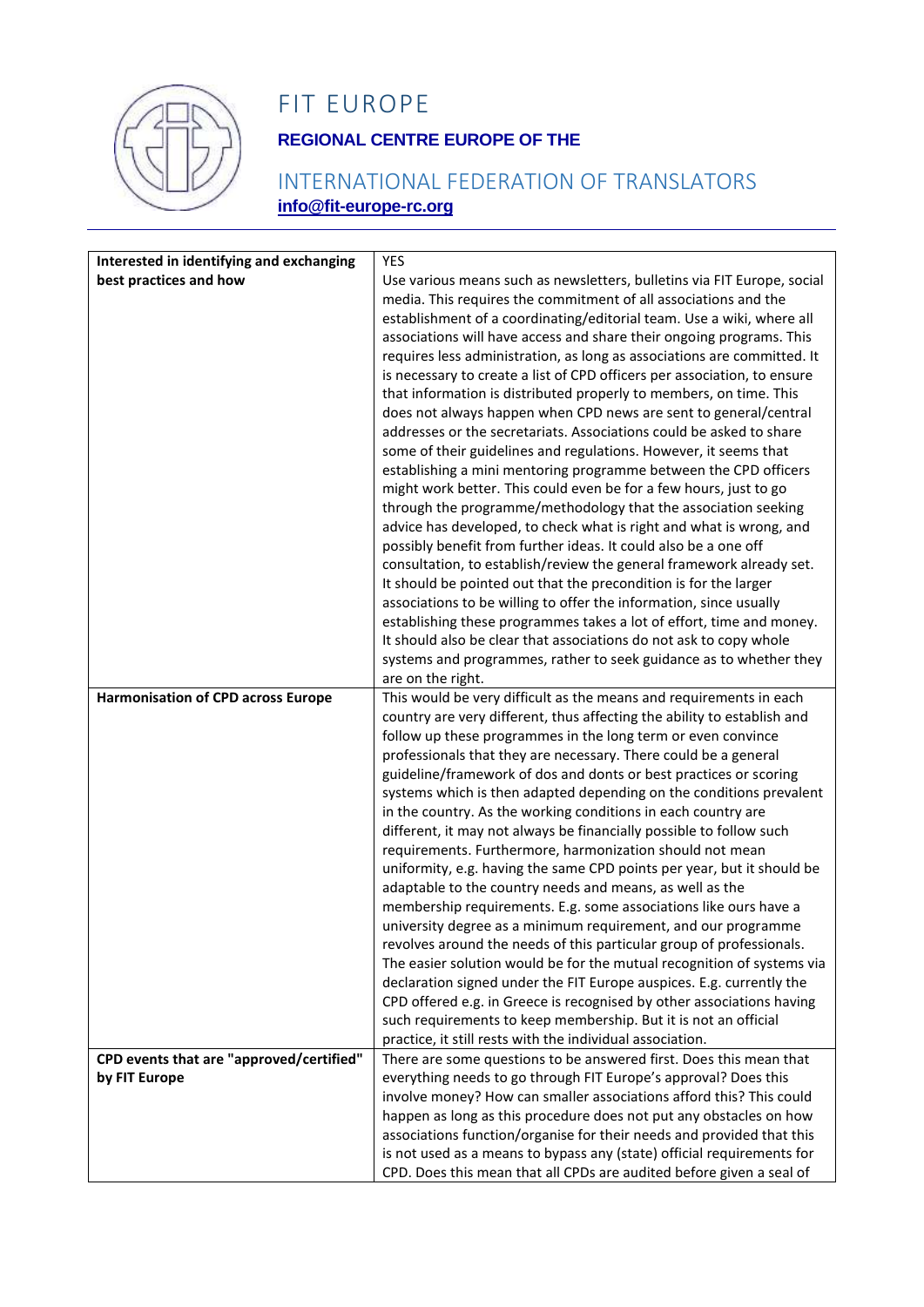# FIT EUROPE

**REGIONAL CENTRE EUROPE OF THE**

INTERNATIONAL FEDERATION OF TRANSLATORS

**info@fit-europe-rc.org**

---

| | |
|---|---|
| **Interested in identifying and exchanging best practices and how** | YES<br>Use various means such as newsletters, bulletins via FIT Europe, social media. This requires the commitment of all associations and the establishment of a coordinating/editorial team. Use a wiki, where all associations will have access and share their ongoing programs. This requires less administration, as long as associations are committed. It is necessary to create a list of CPD officers per association, to ensure that information is distributed properly to members, on time. This does not always happen when CPD news are sent to general/central addresses or the secretariats. Associations could be asked to share some of their guidelines and regulations. However, it seems that establishing a mini mentoring programme between the CPD officers might work better. This could even be for a few hours, just to go through the programme/methodology that the association seeking advice has developed, to check what is right and what is wrong, and possibly benefit from further ideas. It could also be a one off consultation, to establish/review the general framework already set. It should be pointed out that the precondition is for the larger associations to be willing to offer the information, since usually establishing these programmes takes a lot of effort, time and money. It should also be clear that associations do not ask to copy whole systems and programmes, rather to seek guidance as to whether they are on the right. |
| **Harmonisation of CPD across Europe** | This would be very difficult as the means and requirements in each country are very different, thus affecting the ability to establish and follow up these programmes in the long term or even convince professionals that they are necessary. There could be a general guideline/framework of dos and donts or best practices or scoring systems which is then adapted depending on the conditions prevalent in the country. As the working conditions in each country are different, it may not always be financially possible to follow such requirements. Furthermore, harmonization should not mean uniformity, e.g. having the same CPD points per year, but it should be adaptable to the country needs and means, as well as the membership requirements. E.g. some associations like ours have a university degree as a minimum requirement, and our programme revolves around the needs of this particular group of professionals. The easier solution would be for the mutual recognition of systems via declaration signed under the FIT Europe auspices. E.g. currently the CPD offered e.g. in Greece is recognised by other associations having such requirements to keep membership. But it is not an official practice, it still rests with the individual association. |
| **CPD events that are "approved/certified" by FIT Europe** | There are some questions to be answered first. Does this mean that everything needs to go through FIT Europe's approval? Does this involve money? How can smaller associations afford this? This could happen as long as this procedure does not put any obstacles on how associations function/organise for their needs and provided that this is not used as a means to bypass any (state) official requirements for CPD. Does this mean that all CPDs are audited before given a seal of |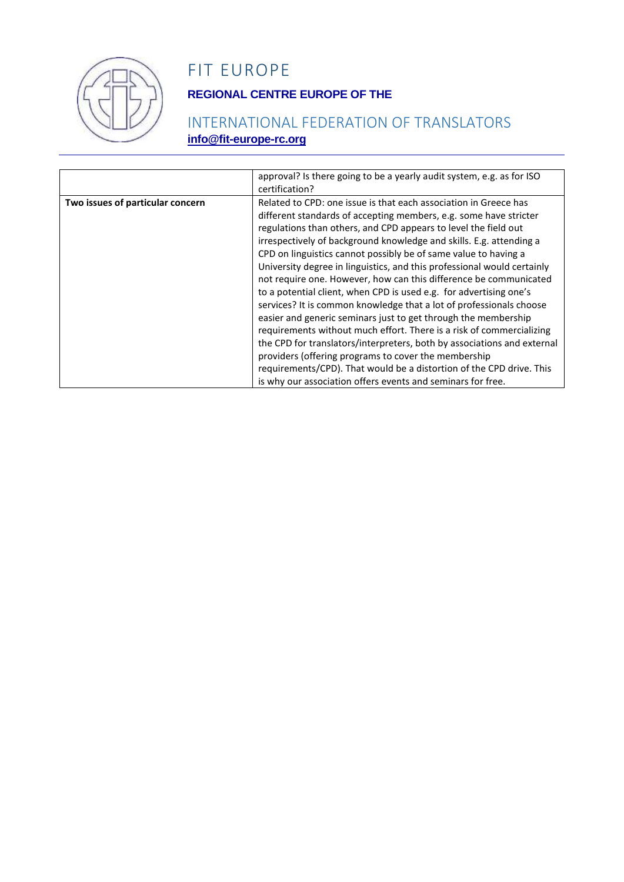| | |
|---|---|
| | approval? Is there going to be a yearly audit system, e.g. as for ISO certification? |
| **Two issues of particular concern** | Related to CPD: one issue is that each association in Greece has different standards of accepting members, e.g. some have stricter regulations than others, and CPD appears to level the field out irrespectively of background knowledge and skills. E.g. attending a CPD on linguistics cannot possibly be of same value to having a University degree in linguistics, and this professional would certainly not require one. However, how can this difference be communicated to a potential client, when CPD is used e.g. for advertising one's services? It is common knowledge that a lot of professionals choose easier and generic seminars just to get through the membership requirements without much effort. There is a risk of commercializing the CPD for translators/interpreters, both by associations and external providers (offering programs to cover the membership requirements/CPD). That would be a distortion of the CPD drive. This is why our association offers events and seminars for free. |